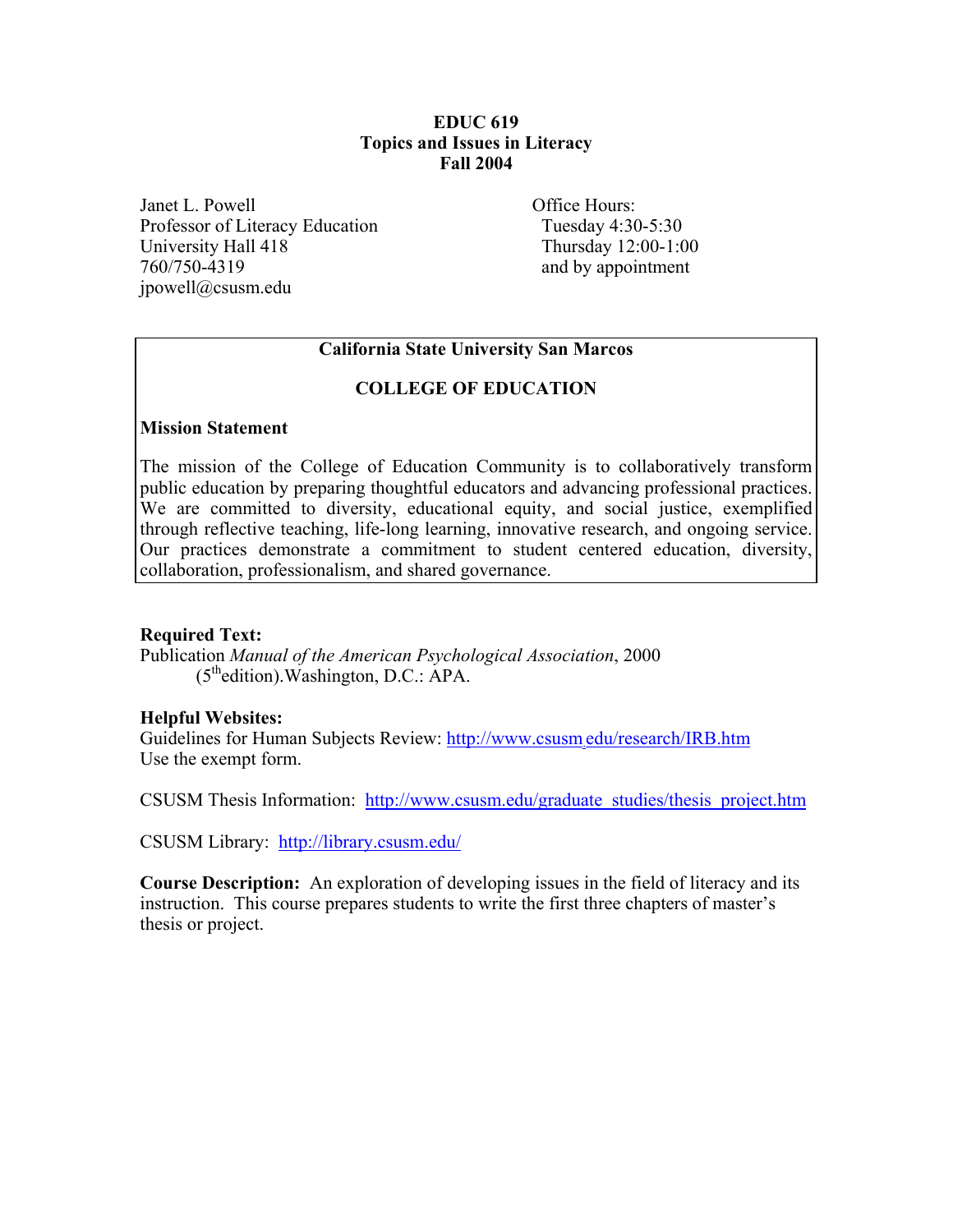# EDUC 619
## Topics and Issues in Literacy
## Fall 2004

Janet L. Powell
Professor of Literacy Education
University Hall 418
760/750-4319
jpowell@csusm.edu

Office Hours:
Tuesday 4:30-5:30
Thursday 12:00-1:00
and by appointment

---

**California State University San Marcos**

**COLLEGE OF EDUCATION**

**Mission Statement**

The mission of the College of Education Community is to collaboratively transform public education by preparing thoughtful educators and advancing professional practices. We are committed to diversity, educational equity, and social justice, exemplified through reflective teaching, life-long learning, innovative research, and ongoing service. Our practices demonstrate a commitment to student centered education, diversity, collaboration, professionalism, and shared governance.

---

**Required Text:**
Publication *Manual of the American Psychological Association*, 2000 (5th edition).Washington, D.C.: APA.

**Helpful Websites:**
Guidelines for Human Subjects Review: http://www.csusm.edu/research/IRB.htm
Use the exempt form.

CSUSM Thesis Information: http://www.csusm.edu/graduate_studies/thesis_project.htm

CSUSM Library: http://library.csusm.edu/

**Course Description:** An exploration of developing issues in the field of literacy and its instruction. This course prepares students to write the first three chapters of master's thesis or project.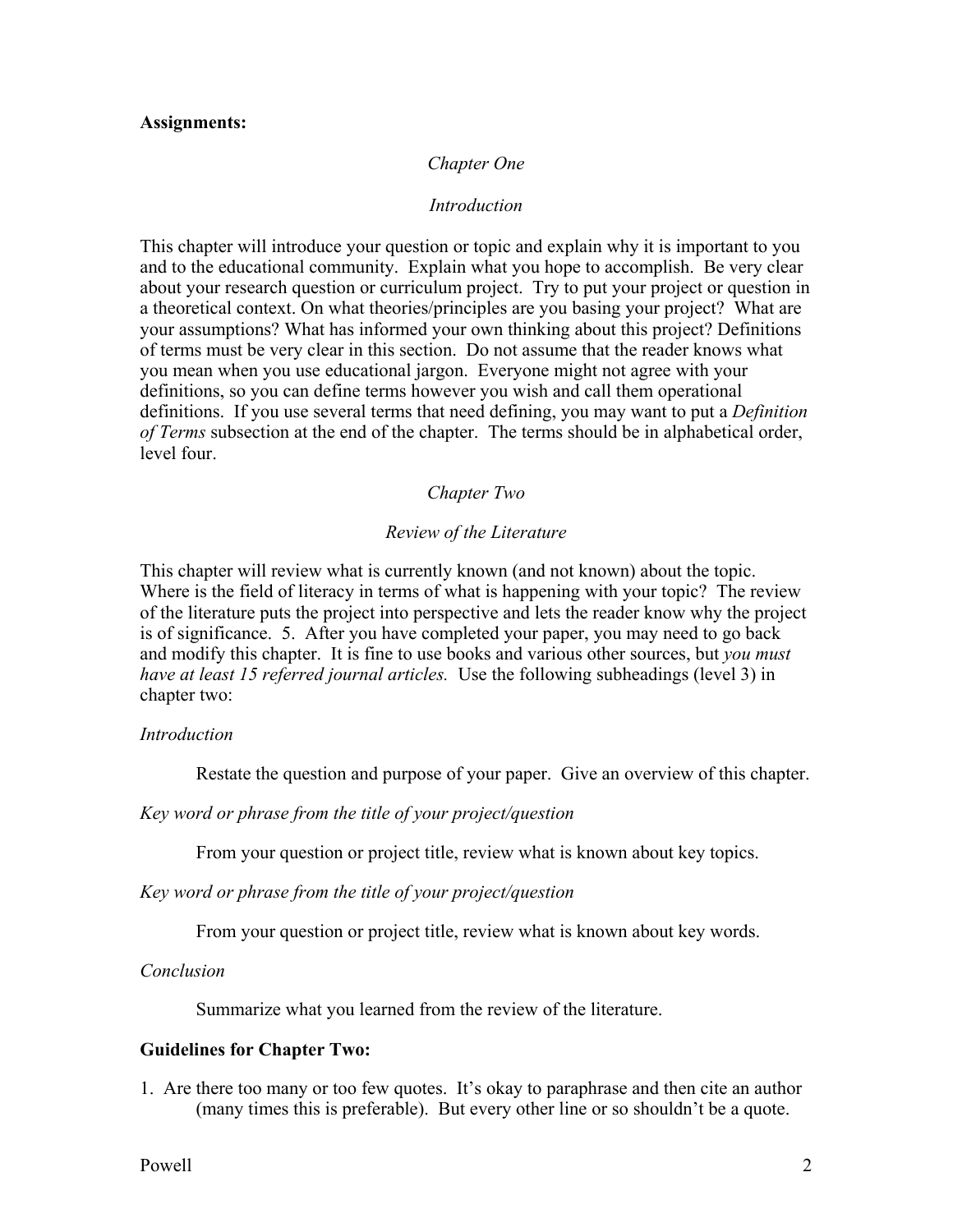**Assignments:**

## *Chapter One*

## *Introduction*

This chapter will introduce your question or topic and explain why it is important to you and to the educational community. Explain what you hope to accomplish. Be very clear about your research question or curriculum project. Try to put your project or question in a theoretical context. On what theories/principles are you basing your project? What are your assumptions? What has informed your own thinking about this project? Definitions of terms must be very clear in this section. Do not assume that the reader knows what you mean when you use educational jargon. Everyone might not agree with your definitions, so you can define terms however you wish and call them operational definitions. If you use several terms that need defining, you may want to put a *Definition of Terms* subsection at the end of the chapter. The terms should be in alphabetical order, level four.

## *Chapter Two*

## *Review of the Literature*

This chapter will review what is currently known (and not known) about the topic. Where is the field of literacy in terms of what is happening with your topic? The review of the literature puts the project into perspective and lets the reader know why the project is of significance. 5. After you have completed your paper, you may need to go back and modify this chapter. It is fine to use books and various other sources, but *you must have at least 15 referred journal articles.* Use the following subheadings (level 3) in chapter two:

*Introduction*

Restate the question and purpose of your paper. Give an overview of this chapter.

*Key word or phrase from the title of your project/question*

From your question or project title, review what is known about key topics.

*Key word or phrase from the title of your project/question*

From your question or project title, review what is known about key words.

*Conclusion*

Summarize what you learned from the review of the literature.

**Guidelines for Chapter Two:**

1. Are there too many or too few quotes. It's okay to paraphrase and then cite an author (many times this is preferable). But every other line or so shouldn't be a quote.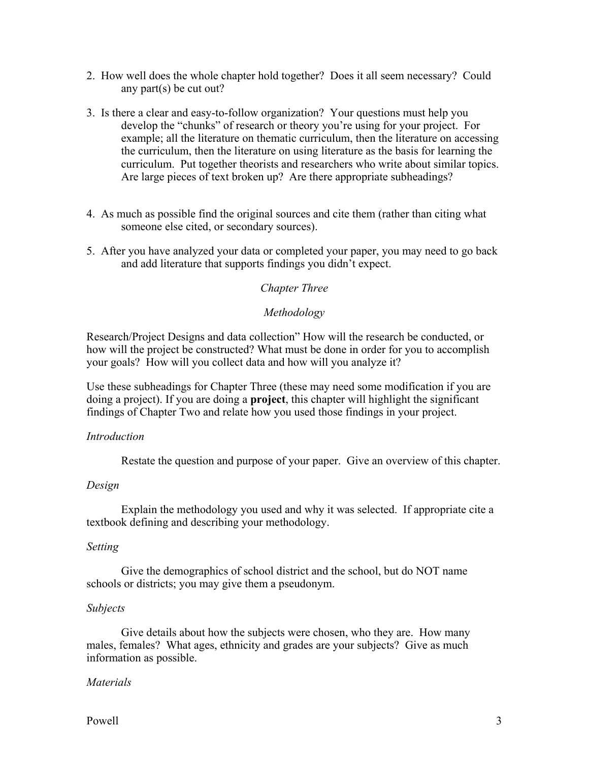2. How well does the whole chapter hold together? Does it all seem necessary? Could any part(s) be cut out?

3. Is there a clear and easy-to-follow organization? Your questions must help you develop the "chunks" of research or theory you're using for your project. For example; all the literature on thematic curriculum, then the literature on accessing the curriculum, then the literature on using literature as the basis for learning the curriculum. Put together theorists and researchers who write about similar topics. Are large pieces of text broken up? Are there appropriate subheadings?

4. As much as possible find the original sources and cite them (rather than citing what someone else cited, or secondary sources).

5. After you have analyzed your data or completed your paper, you may need to go back and add literature that supports findings you didn't expect.

## *Chapter Three*

## *Methodology*

Research/Project Designs and data collection" How will the research be conducted, or how will the project be constructed? What must be done in order for you to accomplish your goals? How will you collect data and how will you analyze it?

Use these subheadings for Chapter Three (these may need some modification if you are doing a project). If you are doing a **project**, this chapter will highlight the significant findings of Chapter Two and relate how you used those findings in your project.

### *Introduction*

Restate the question and purpose of your paper. Give an overview of this chapter.

### *Design*

Explain the methodology you used and why it was selected. If appropriate cite a textbook defining and describing your methodology.

### *Setting*

Give the demographics of school district and the school, but do NOT name schools or districts; you may give them a pseudonym.

### *Subjects*

Give details about how the subjects were chosen, who they are. How many males, females? What ages, ethnicity and grades are your subjects? Give as much information as possible.

### *Materials*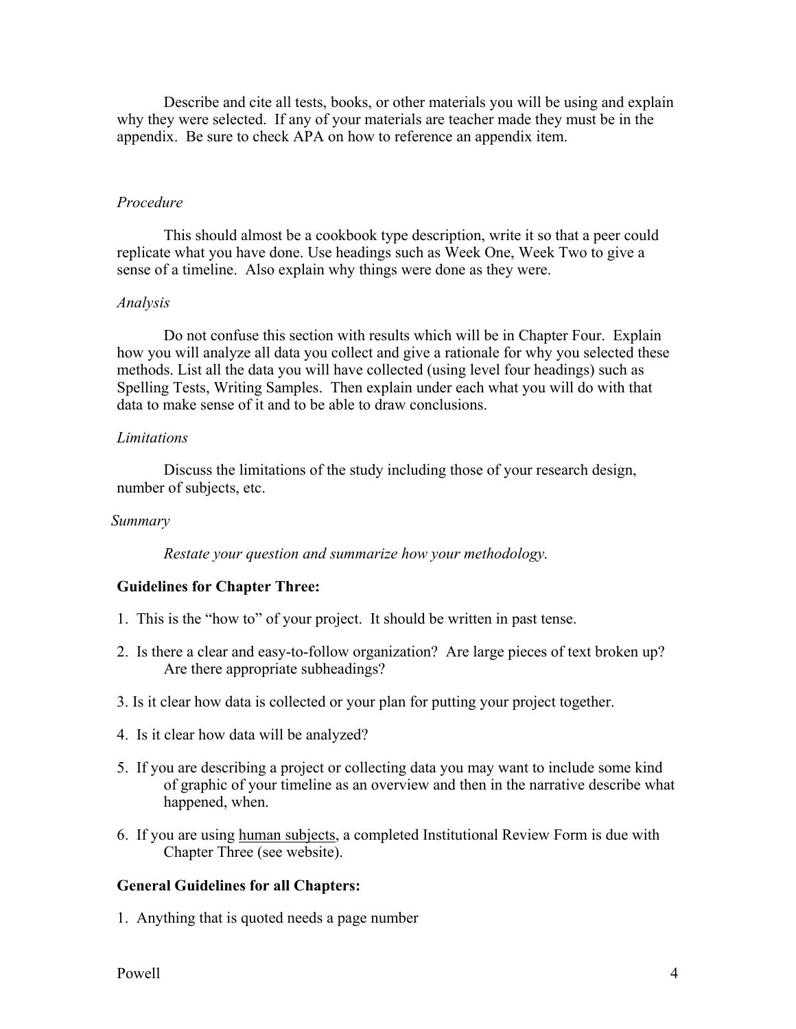Describe and cite all tests, books, or other materials you will be using and explain why they were selected. If any of your materials are teacher made they must be in the appendix. Be sure to check APA on how to reference an appendix item.

*Procedure*

This should almost be a cookbook type description, write it so that a peer could replicate what you have done. Use headings such as Week One, Week Two to give a sense of a timeline. Also explain why things were done as they were.

*Analysis*

Do not confuse this section with results which will be in Chapter Four. Explain how you will analyze all data you collect and give a rationale for why you selected these methods. List all the data you will have collected (using level four headings) such as Spelling Tests, Writing Samples. Then explain under each what you will do with that data to make sense of it and to be able to draw conclusions.

*Limitations*

Discuss the limitations of the study including those of your research design, number of subjects, etc.

*Summary*

*Restate your question and summarize how your methodology.*

**Guidelines for Chapter Three:**

1. This is the "how to" of your project. It should be written in past tense.
2. Is there a clear and easy-to-follow organization? Are large pieces of text broken up? Are there appropriate subheadings?
3. Is it clear how data is collected or your plan for putting your project together.
4. Is it clear how data will be analyzed?
5. If you are describing a project or collecting data you may want to include some kind of graphic of your timeline as an overview and then in the narrative describe what happened, when.
6. If you are using <u>human subjects</u>, a completed Institutional Review Form is due with Chapter Three (see website).

**General Guidelines for all Chapters:**

1. Anything that is quoted needs a page number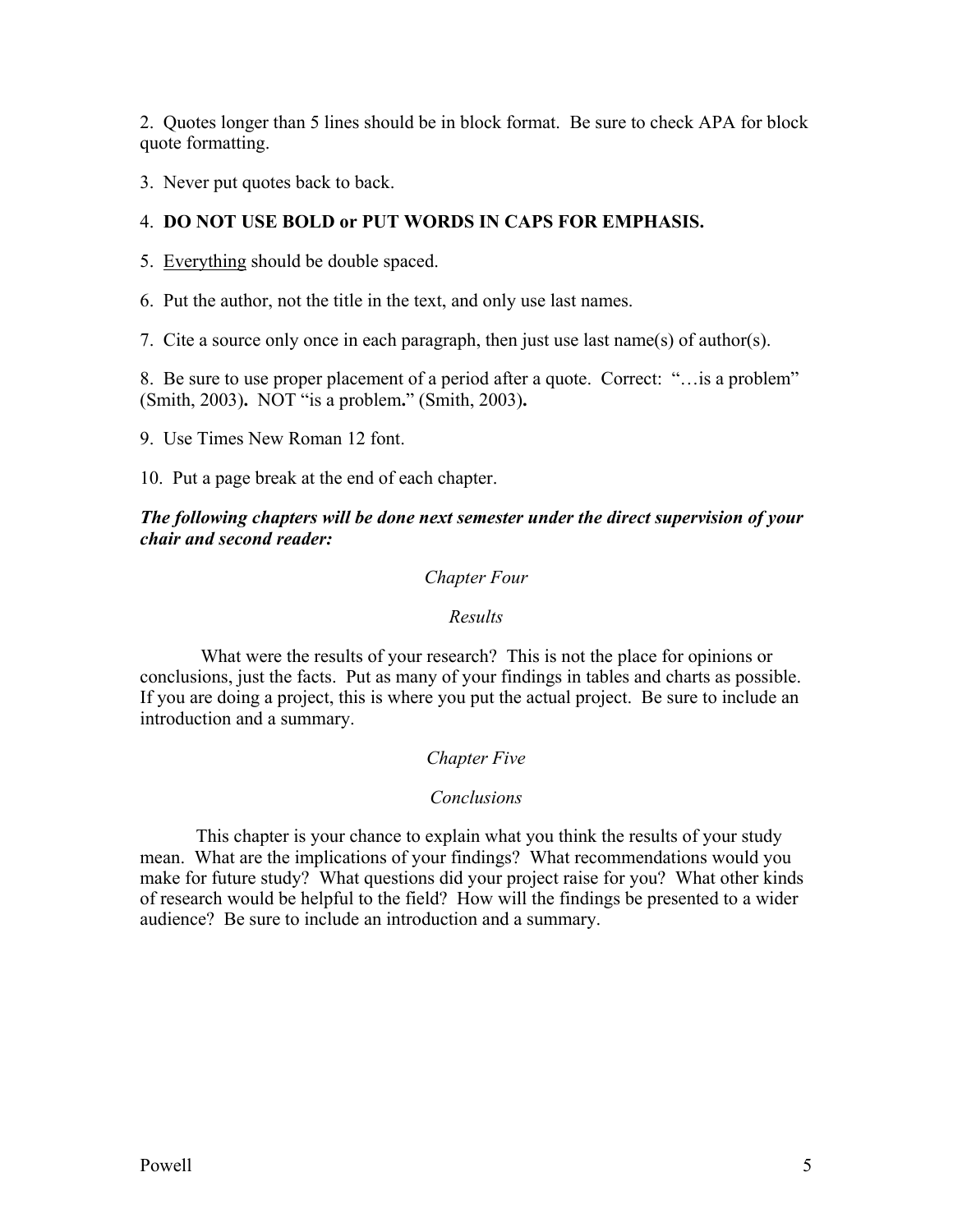2. Quotes longer than 5 lines should be in block format. Be sure to check APA for block quote formatting.

3. Never put quotes back to back.

4. **DO NOT USE BOLD or PUT WORDS IN CAPS FOR EMPHASIS.**

5. <u>Everything</u> should be double spaced.

6. Put the author, not the title in the text, and only use last names.

7. Cite a source only once in each paragraph, then just use last name(s) of author(s).

8. Be sure to use proper placement of a period after a quote. Correct: "…is a problem" (Smith, 2003)**.** NOT "is a problem**.**" (Smith, 2003)**.**

9. Use Times New Roman 12 font.

10. Put a page break at the end of each chapter.

***The following chapters will be done next semester under the direct supervision of your chair and second reader:***

## *Chapter Four*

## *Results*

What were the results of your research? This is not the place for opinions or conclusions, just the facts. Put as many of your findings in tables and charts as possible. If you are doing a project, this is where you put the actual project. Be sure to include an introduction and a summary.

## *Chapter Five*

## *Conclusions*

This chapter is your chance to explain what you think the results of your study mean. What are the implications of your findings? What recommendations would you make for future study? What questions did your project raise for you? What other kinds of research would be helpful to the field? How will the findings be presented to a wider audience? Be sure to include an introduction and a summary.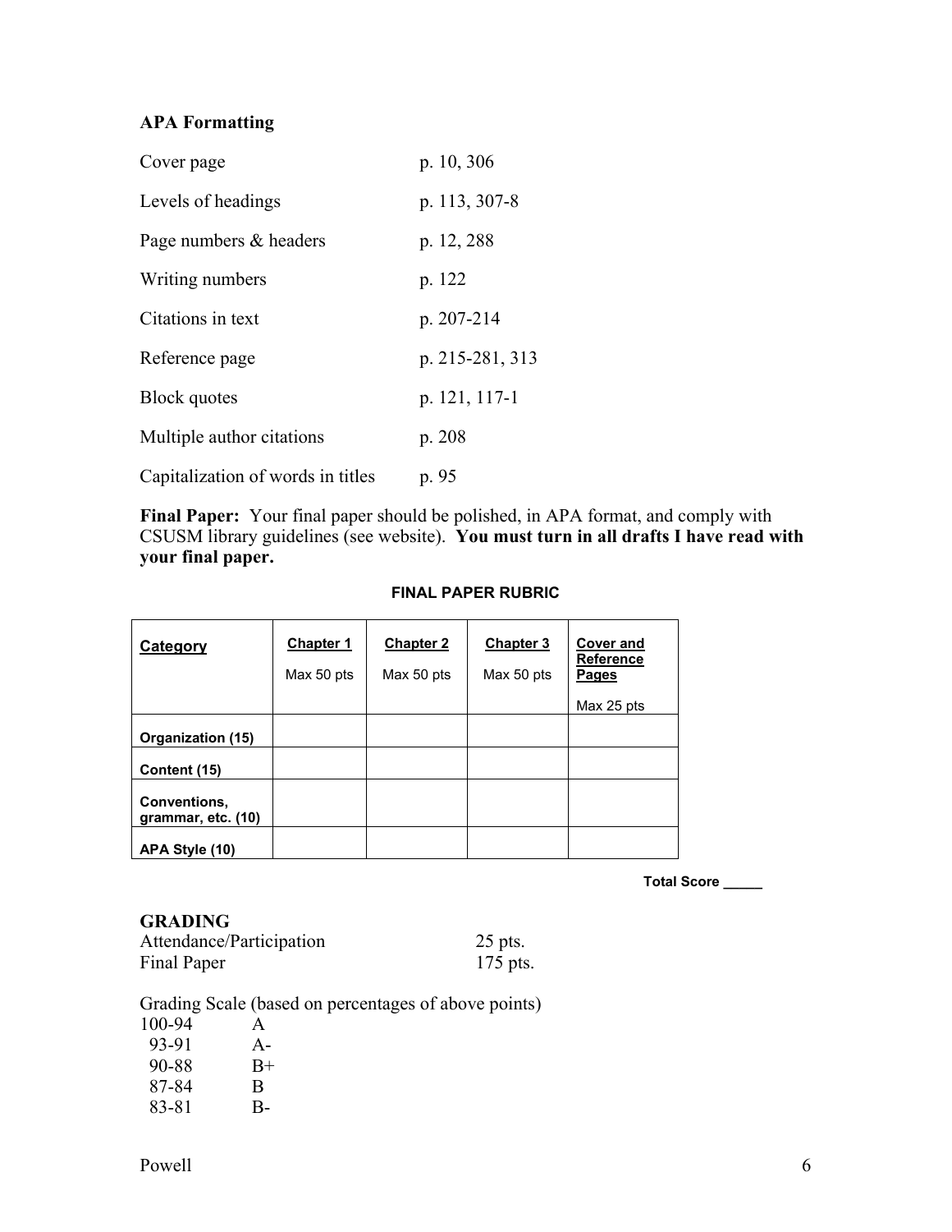### APA Formatting

| | |
|---|---|
| Cover page | p. 10, 306 |
| Levels of headings | p. 113, 307-8 |
| Page numbers & headers | p. 12, 288 |
| Writing numbers | p. 122 |
| Citations in text | p. 207-214 |
| Reference page | p. 215-281, 313 |
| Block quotes | p. 121, 117-1 |
| Multiple author citations | p. 208 |
| Capitalization of words in titles | p. 95 |

**Final Paper:** Your final paper should be polished, in APA format, and comply with CSUSM library guidelines (see website). **You must turn in all drafts I have read with your final paper.**

**FINAL PAPER RUBRIC**

| **Category** | **Chapter 1** Max 50 pts | **Chapter 2** Max 50 pts | **Chapter 3** Max 50 pts | **Cover and Reference Pages** Max 25 pts |
|---|---|---|---|---|
| **Organization (15)** | | | | |
| **Content (15)** | | | | |
| **Conventions, grammar, etc. (10)** | | | | |
| **APA Style (10)** | | | | |

**Total Score _____**

### GRADING

| | |
|---|---|
| Attendance/Participation | 25 pts. |
| Final Paper | 175 pts. |

Grading Scale (based on percentages of above points)

| | |
|---|---|
| 100-94 | A |
| 93-91 | A- |
| 90-88 | B+ |
| 87-84 | B |
| 83-81 | B- |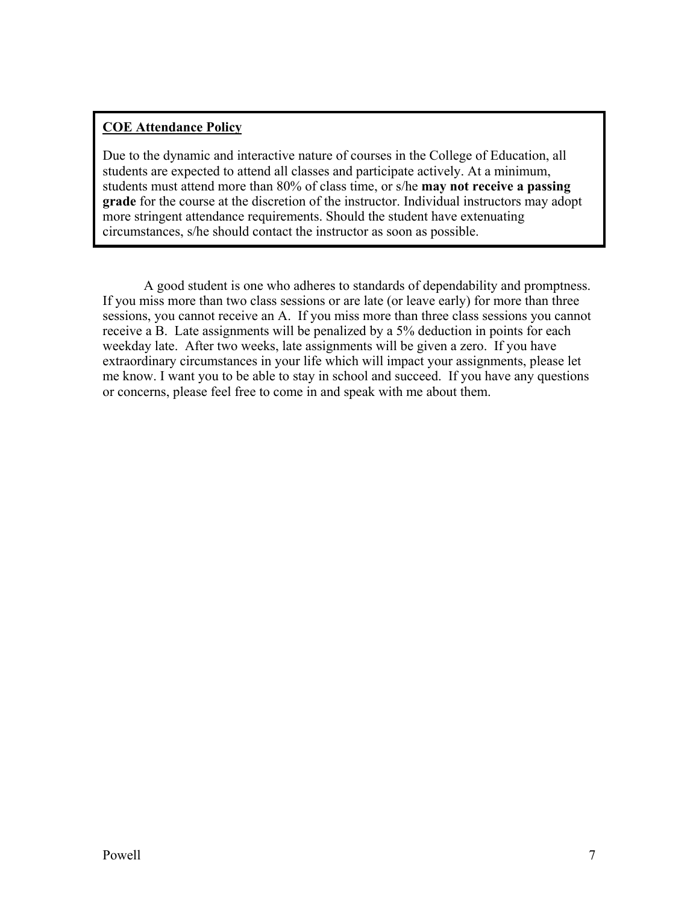**COE Attendance Policy**

Due to the dynamic and interactive nature of courses in the College of Education, all students are expected to attend all classes and participate actively. At a minimum, students must attend more than 80% of class time, or s/he **may not receive a passing grade** for the course at the discretion of the instructor. Individual instructors may adopt more stringent attendance requirements. Should the student have extenuating circumstances, s/he should contact the instructor as soon as possible.

A good student is one who adheres to standards of dependability and promptness. If you miss more than two class sessions or are late (or leave early) for more than three sessions, you cannot receive an A. If you miss more than three class sessions you cannot receive a B. Late assignments will be penalized by a 5% deduction in points for each weekday late. After two weeks, late assignments will be given a zero. If you have extraordinary circumstances in your life which will impact your assignments, please let me know. I want you to be able to stay in school and succeed. If you have any questions or concerns, please feel free to come in and speak with me about them.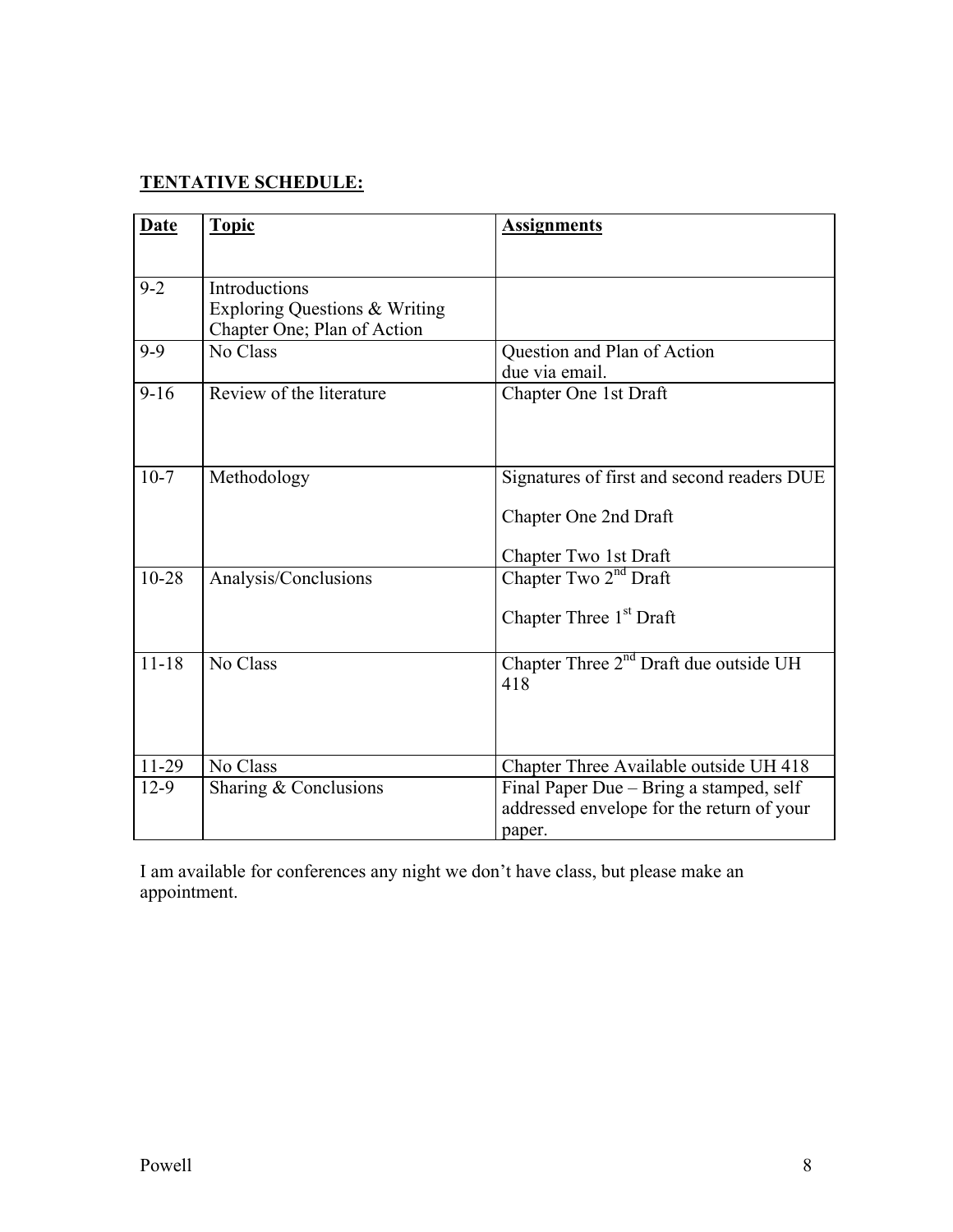**TENTATIVE SCHEDULE:**

| Date | Topic | Assignments |
|---|---|---|
| 9-2 | Introductions<br>Exploring Questions & Writing<br>Chapter One; Plan of Action | |
| 9-9 | No Class | Question and Plan of Action due via email. |
| 9-16 | Review of the literature | Chapter One 1st Draft |
| 10-7 | Methodology | Signatures of first and second readers DUE<br><br>Chapter One 2nd Draft<br><br>Chapter Two 1st Draft |
| 10-28 | Analysis/Conclusions | Chapter Two 2nd Draft<br><br>Chapter Three 1st Draft |
| 11-18 | No Class | Chapter Three 2nd Draft due outside UH 418 |
| 11-29 | No Class | Chapter Three Available outside UH 418 |
| 12-9 | Sharing & Conclusions | Final Paper Due – Bring a stamped, self addressed envelope for the return of your paper. |

I am available for conferences any night we don't have class, but please make an appointment.